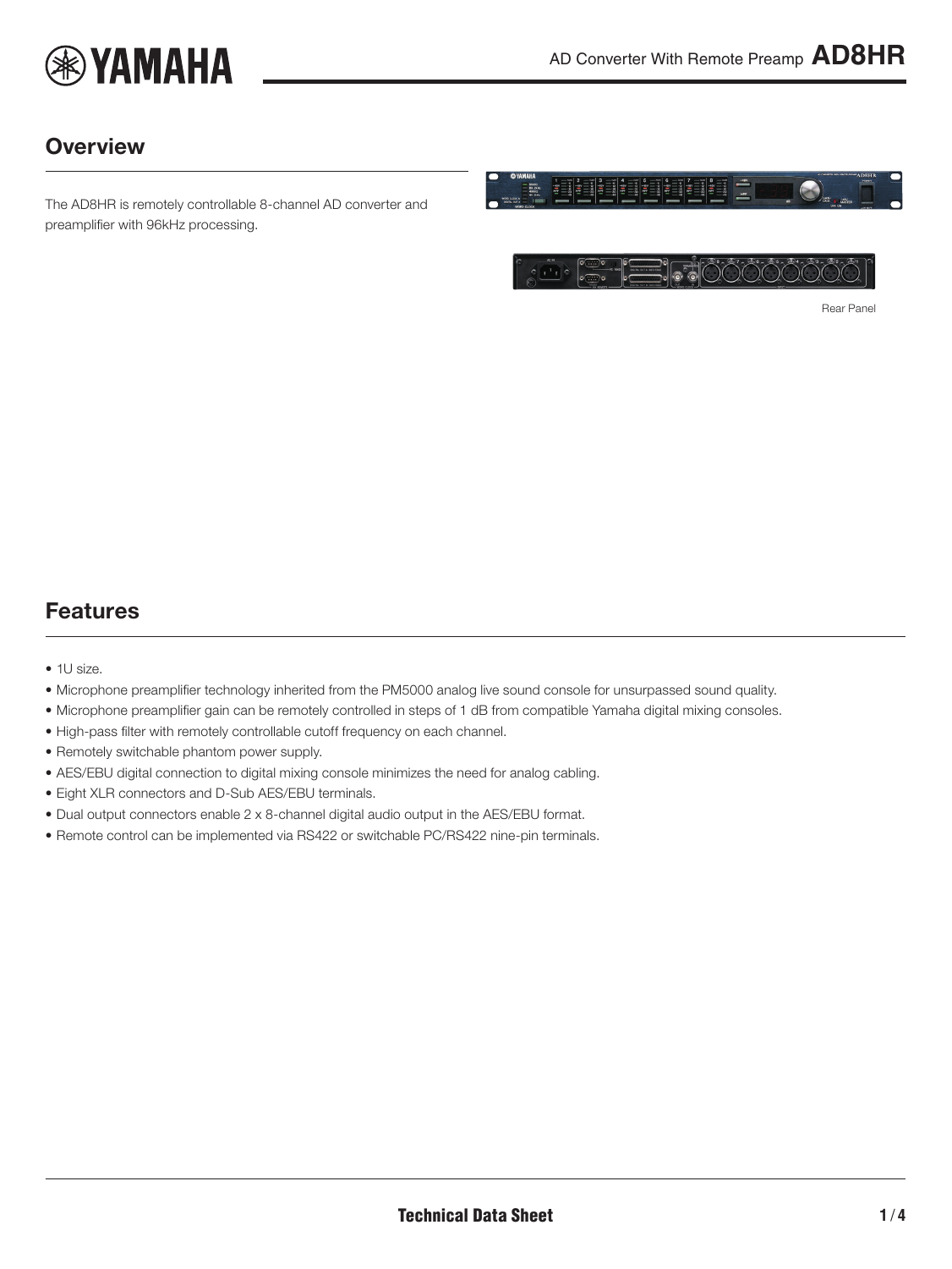# AD Converter With Remote Preamp AD8HR

## Overview

The AD8HR is remotely controllable 8-channel AD converter and preamplifier with 96kHz processing.

Rear Panel

## Features

- 1U size.
- Microphone preamplifier technology inherited from the PM5000 analog live sound console for unsurpassed sound quality.
- Microphone preamplifier gain can be remotely controlled in steps of 1 dB from compatible Yamaha digital mixing consoles.
- High-pass filter with remotely controllable cutoff frequency on each channel.
- Remotely switchable phantom power supply.
- AES/EBU digital connection to digital mixing console minimizes the need for analog cabling.
- Eight XLR connectors and D-Sub AES/EBU terminals.
- Dual output connectors enable 2 x 8-channel digital audio output in the AES/EBU format.
- Remote control can be implemented via RS422 or switchable PC/RS422 nine-pin terminals.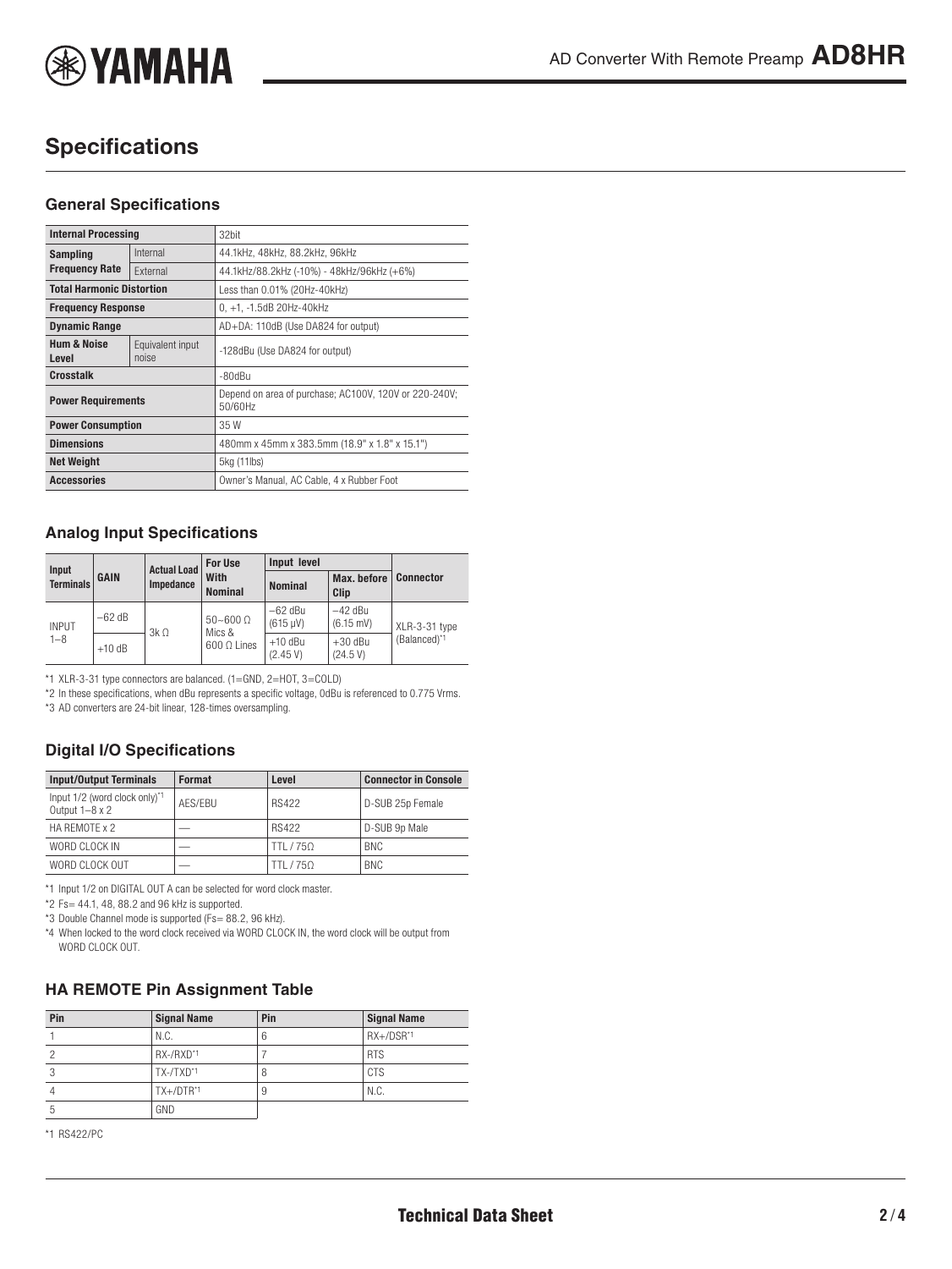# Specifications

## General Specifications

| Internal Processing | | 32bit |
|---|---|---|
| Sampling Frequency Rate | Internal | 44.1kHz, 48kHz, 88.2kHz, 96kHz |
| | External | 44.1kHz/88.2kHz (-10%) - 48kHz/96kHz (+6%) |
| Total Harmonic Distortion | | Less than 0.01% (20Hz-40kHz) |
| Frequency Response | | 0, +1, -1.5dB 20Hz-40kHz |
| Dynamic Range | | AD+DA: 110dB (Use DA824 for output) |
| Hum & Noise Level | Equivalent input noise | -128dBu (Use DA824 for output) |
| Crosstalk | | -80dBu |
| Power Requirements | | Depend on area of purchase; AC100V, 120V or 220-240V; 50/60Hz |
| Power Consumption | | 35 W |
| Dimensions | | 480mm x 45mm x 383.5mm (18.9" x 1.8" x 15.1") |
| Net Weight | | 5kg (11lbs) |
| Accessories | | Owner's Manual, AC Cable, 4 x Rubber Foot |

## Analog Input Specifications

| Input Terminals | GAIN | Actual Load Impedance | For Use With Nominal | Input level | | Connector |
|---|---|---|---|---|---|---|
| | | | | Nominal | Max. before Clip | |
| INPUT 1–8 | −62 dB | 3k Ω | 50~600 Ω Mics & 600 Ω Lines | −62 dBu (615 μV) | −42 dBu (6.15 mV) | XLR-3-31 type (Balanced)[*1] |
| | +10 dB | | | +10 dBu (2.45 V) | +30 dBu (24.5 V) | |

*1 XLR-3-31 type connectors are balanced. (1=GND, 2=HOT, 3=COLD)

*2 In these specifications, when dBu represents a specific voltage, 0dBu is referenced to 0.775 Vrms.

*3 AD converters are 24-bit linear, 128-times oversampling.

## Digital I/O Specifications

| Input/Output Terminals | Format | Level | Connector in Console |
|---|---|---|---|
| Input 1/2 (word clock only)[*1] Output 1–8 x 2 | AES/EBU | RS422 | D-SUB 25p Female |
| HA REMOTE x 2 | — | RS422 | D-SUB 9p Male |
| WORD CLOCK IN | — | TTL / 75Ω | BNC |
| WORD CLOCK OUT | — | TTL / 75Ω | BNC |

*1 Input 1/2 on DIGITAL OUT A can be selected for word clock master.

*2 Fs= 44.1, 48, 88.2 and 96 kHz is supported.

*3 Double Channel mode is supported (Fs= 88.2, 96 kHz).

*4 When locked to the word clock received via WORD CLOCK IN, the word clock will be output from WORD CLOCK OUT.

## HA REMOTE Pin Assignment Table

| Pin | Signal Name | Pin | Signal Name |
|---|---|---|---|
| 1 | N.C. | 6 | RX+/DSR[*1] |
| 2 | RX-/RXD[*1] | 7 | RTS |
| 3 | TX-/TXD[*1] | 8 | CTS |
| 4 | TX+/DTR[*1] | 9 | N.C. |
| 5 | GND | | |

*1 RS422/PC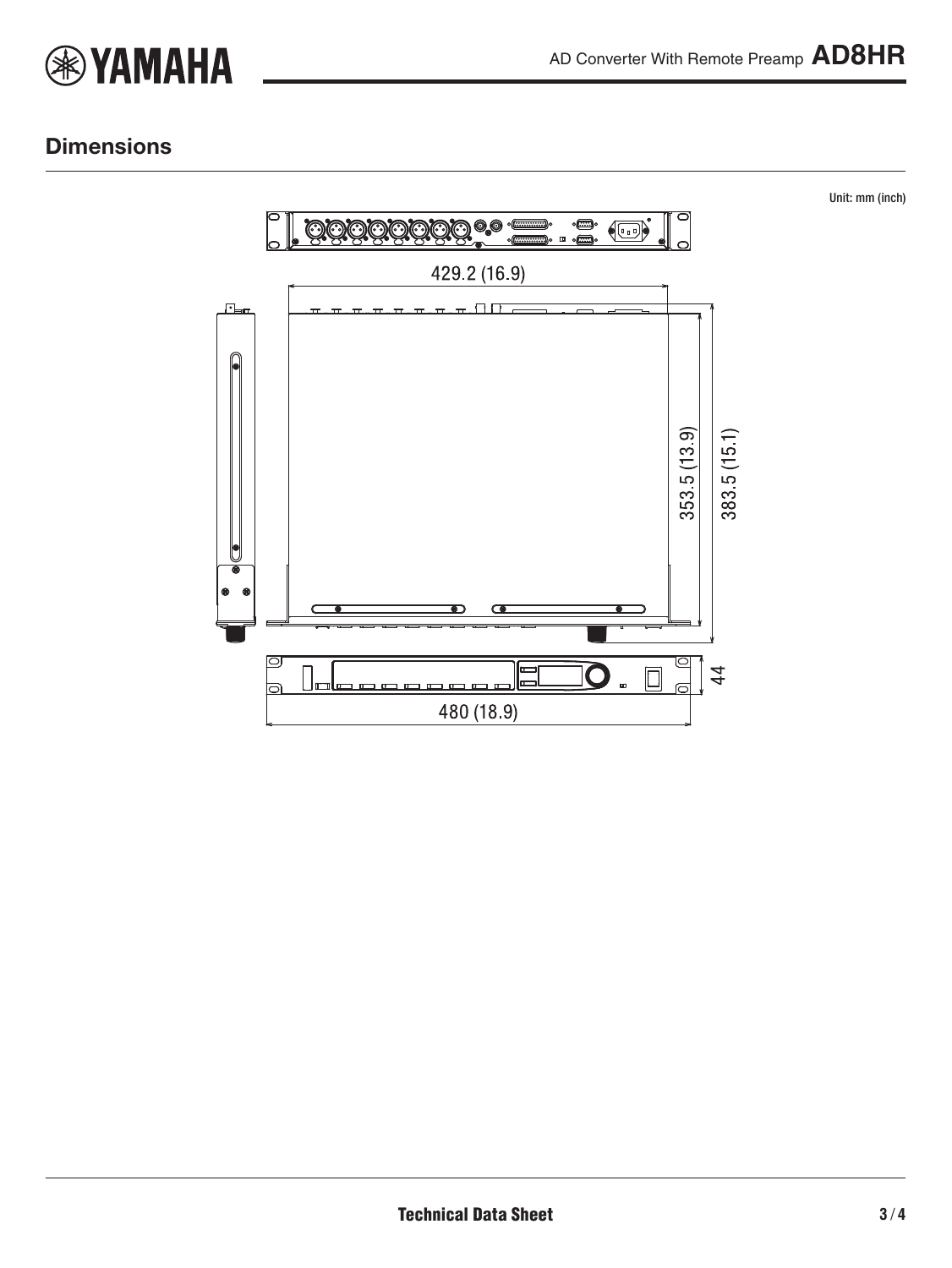## Dimensions

Unit: mm (inch)

429.2 (16.9)

353.5 (13.9)

383.5 (15.1)

44

480 (18.9)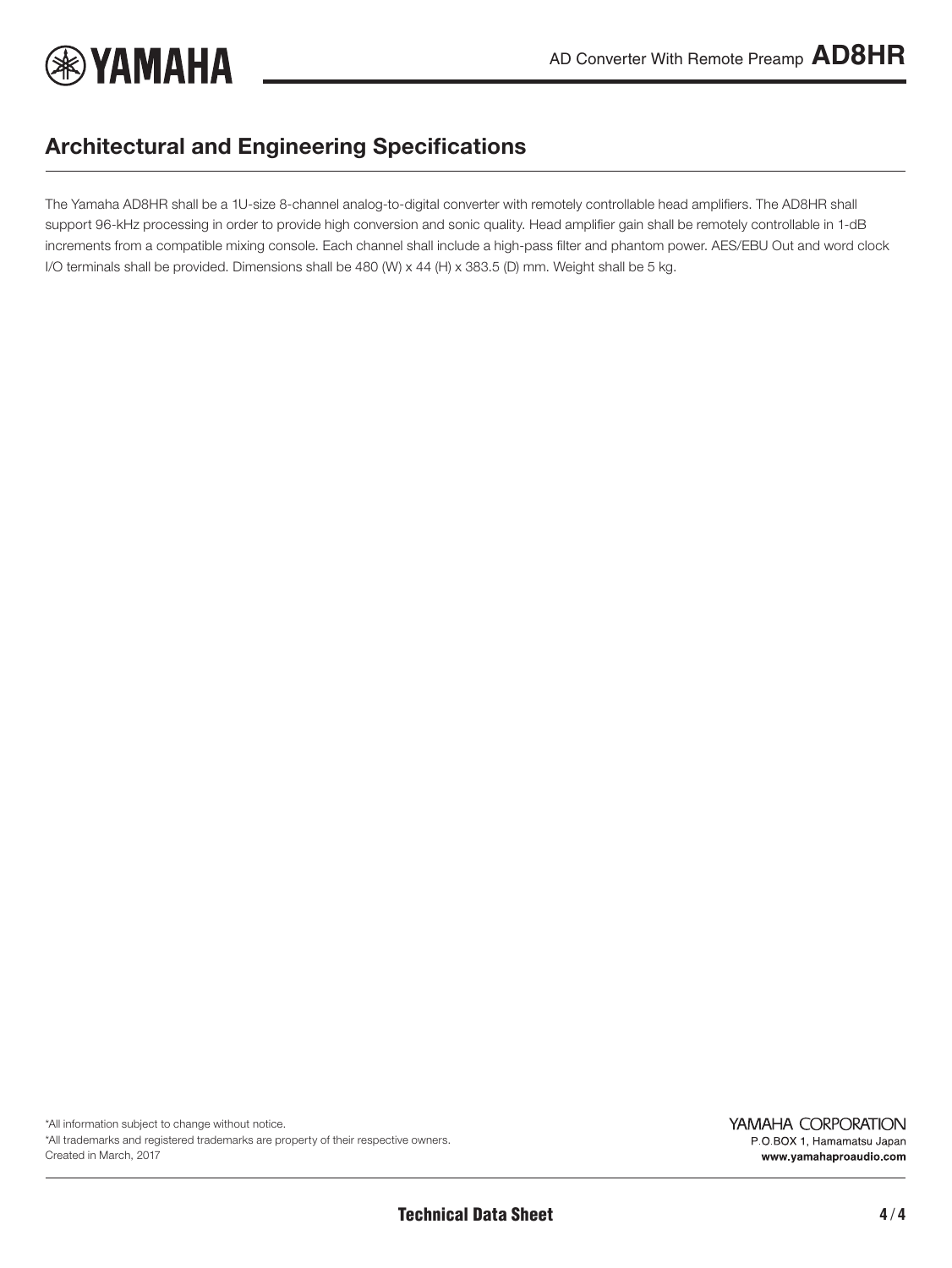## Architectural and Engineering Specifications

The Yamaha AD8HR shall be a 1U-size 8-channel analog-to-digital converter with remotely controllable head amplifiers. The AD8HR shall support 96-kHz processing in order to provide high conversion and sonic quality. Head amplifier gain shall be remotely controllable in 1-dB increments from a compatible mixing console. Each channel shall include a high-pass filter and phantom power. AES/EBU Out and word clock I/O terminals shall be provided. Dimensions shall be 480 (W) x 44 (H) x 383.5 (D) mm. Weight shall be 5 kg.

*All information subject to change without notice.
*All trademarks and registered trademarks are property of their respective owners.
Created in March, 2017

YAMAHA CORPORATION
P.O.BOX 1, Hamamatsu Japan
**www.yamahaproaudio.com**